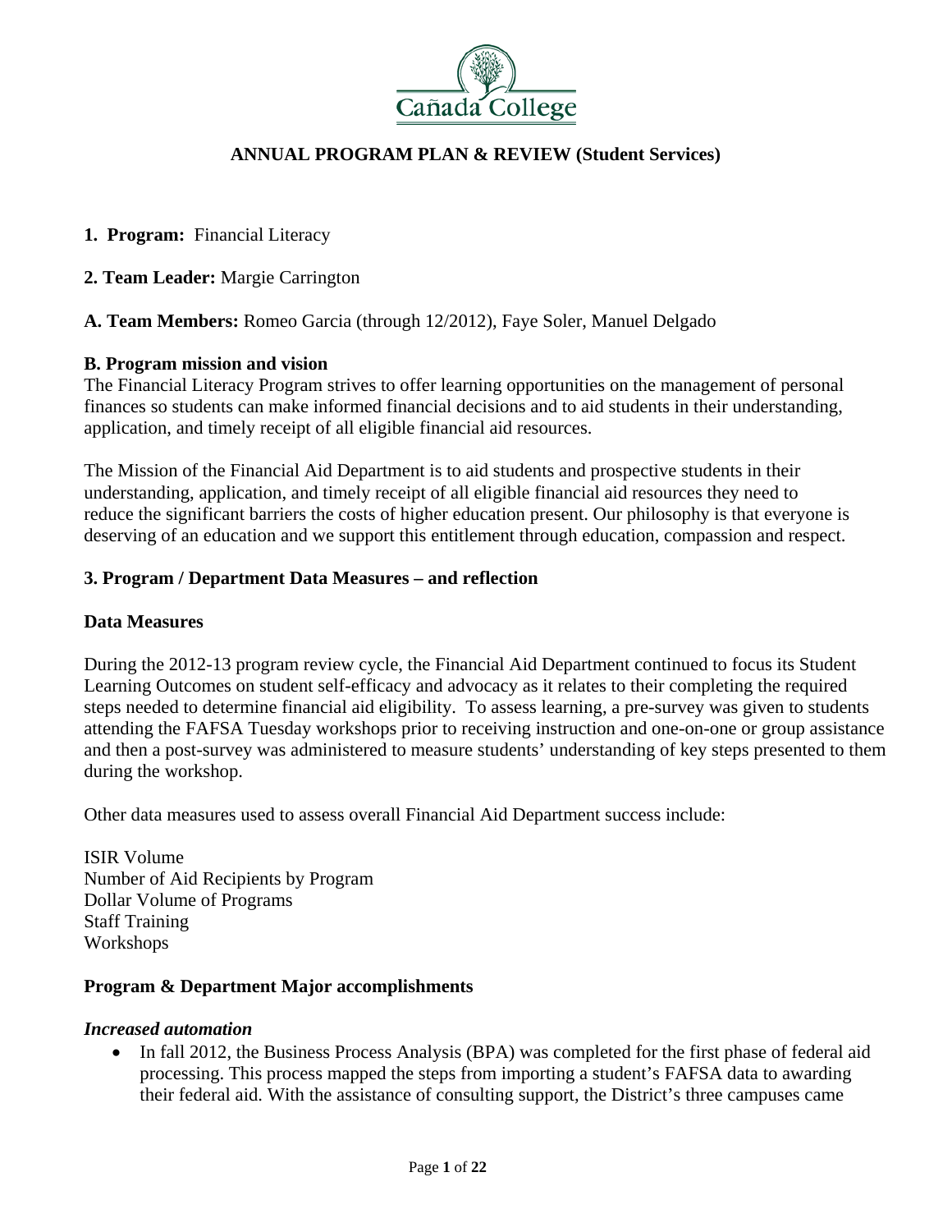# ANNUAL PROGRAM PLAN & REVIEW (Student Services)

**1. Program:** Financial Literacy

**2. Team Leader:** Margie Carrington

**A. Team Members:** Romeo Garcia (through 12/2012), Faye Soler, Manuel Delgado

**B. Program mission and vision**

The Financial Literacy Program strives to offer learning opportunities on the management of personal finances so students can make informed financial decisions and to aid students in their understanding, application, and timely receipt of all eligible financial aid resources.

The Mission of the Financial Aid Department is to aid students and prospective students in their understanding, application, and timely receipt of all eligible financial aid resources they need to reduce the significant barriers the costs of higher education present. Our philosophy is that everyone is deserving of an education and we support this entitlement through education, compassion and respect.

## 3. Program / Department Data Measures – and reflection

### Data Measures

During the 2012-13 program review cycle, the Financial Aid Department continued to focus its Student Learning Outcomes on student self-efficacy and advocacy as it relates to their completing the required steps needed to determine financial aid eligibility. To assess learning, a pre-survey was given to students attending the FAFSA Tuesday workshops prior to receiving instruction and one-on-one or group assistance and then a post-survey was administered to measure students' understanding of key steps presented to them during the workshop.

Other data measures used to assess overall Financial Aid Department success include:

ISIR Volume
Number of Aid Recipients by Program
Dollar Volume of Programs
Staff Training
Workshops

### Program & Department Major accomplishments

***Increased automation***

- In fall 2012, the Business Process Analysis (BPA) was completed for the first phase of federal aid processing. This process mapped the steps from importing a student's FAFSA data to awarding their federal aid. With the assistance of consulting support, the District's three campuses came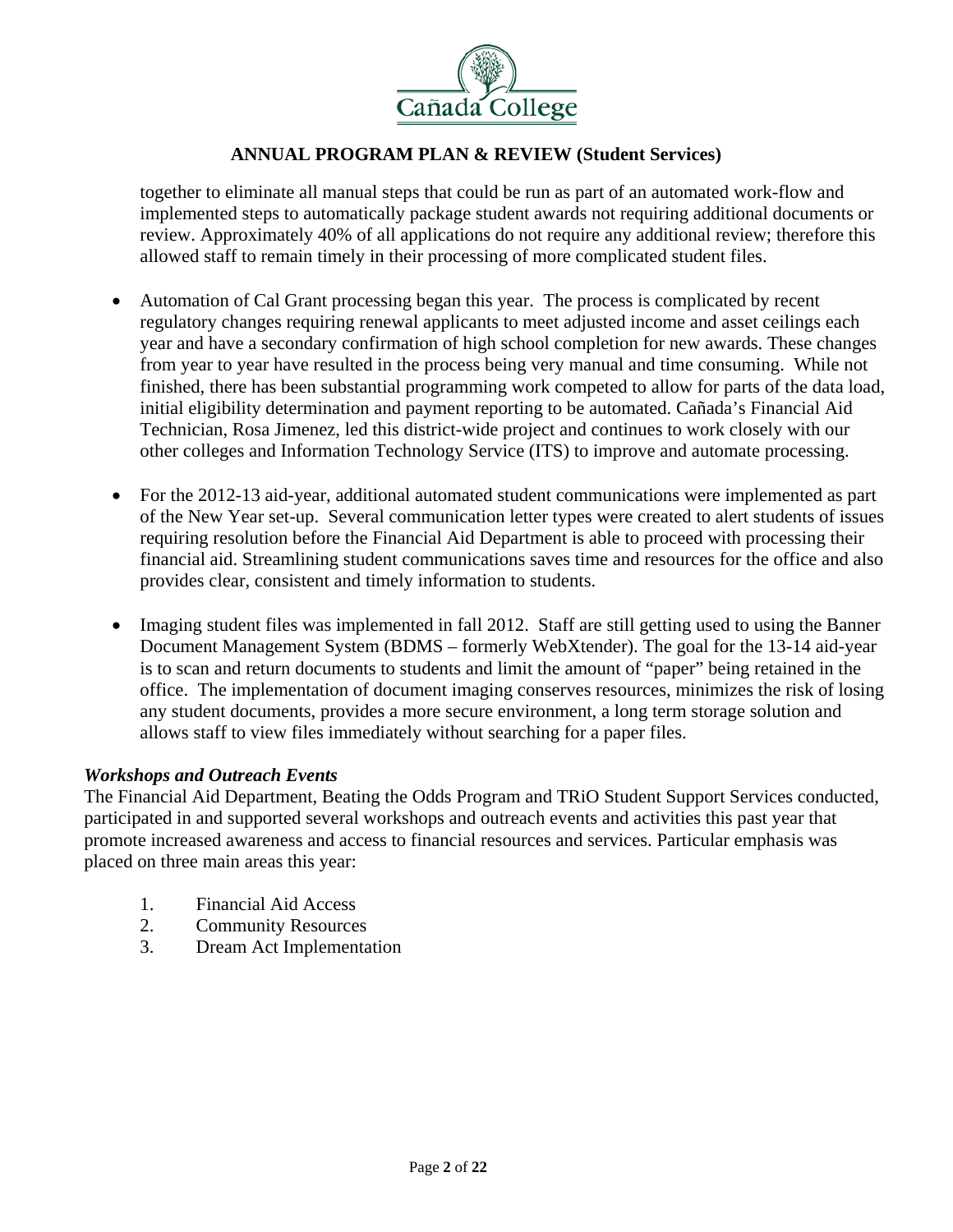together to eliminate all manual steps that could be run as part of an automated work-flow and implemented steps to automatically package student awards not requiring additional documents or review. Approximately 40% of all applications do not require any additional review; therefore this allowed staff to remain timely in their processing of more complicated student files.

- Automation of Cal Grant processing began this year. The process is complicated by recent regulatory changes requiring renewal applicants to meet adjusted income and asset ceilings each year and have a secondary confirmation of high school completion for new awards. These changes from year to year have resulted in the process being very manual and time consuming. While not finished, there has been substantial programming work competed to allow for parts of the data load, initial eligibility determination and payment reporting to be automated. Cañada's Financial Aid Technician, Rosa Jimenez, led this district-wide project and continues to work closely with our other colleges and Information Technology Service (ITS) to improve and automate processing.

- For the 2012-13 aid-year, additional automated student communications were implemented as part of the New Year set-up. Several communication letter types were created to alert students of issues requiring resolution before the Financial Aid Department is able to proceed with processing their financial aid. Streamlining student communications saves time and resources for the office and also provides clear, consistent and timely information to students.

- Imaging student files was implemented in fall 2012. Staff are still getting used to using the Banner Document Management System (BDMS – formerly WebXtender). The goal for the 13-14 aid-year is to scan and return documents to students and limit the amount of "paper" being retained in the office. The implementation of document imaging conserves resources, minimizes the risk of losing any student documents, provides a more secure environment, a long term storage solution and allows staff to view files immediately without searching for a paper files.

***Workshops and Outreach Events***

The Financial Aid Department, Beating the Odds Program and TRiO Student Support Services conducted, participated in and supported several workshops and outreach events and activities this past year that promote increased awareness and access to financial resources and services. Particular emphasis was placed on three main areas this year:

1. Financial Aid Access
2. Community Resources
3. Dream Act Implementation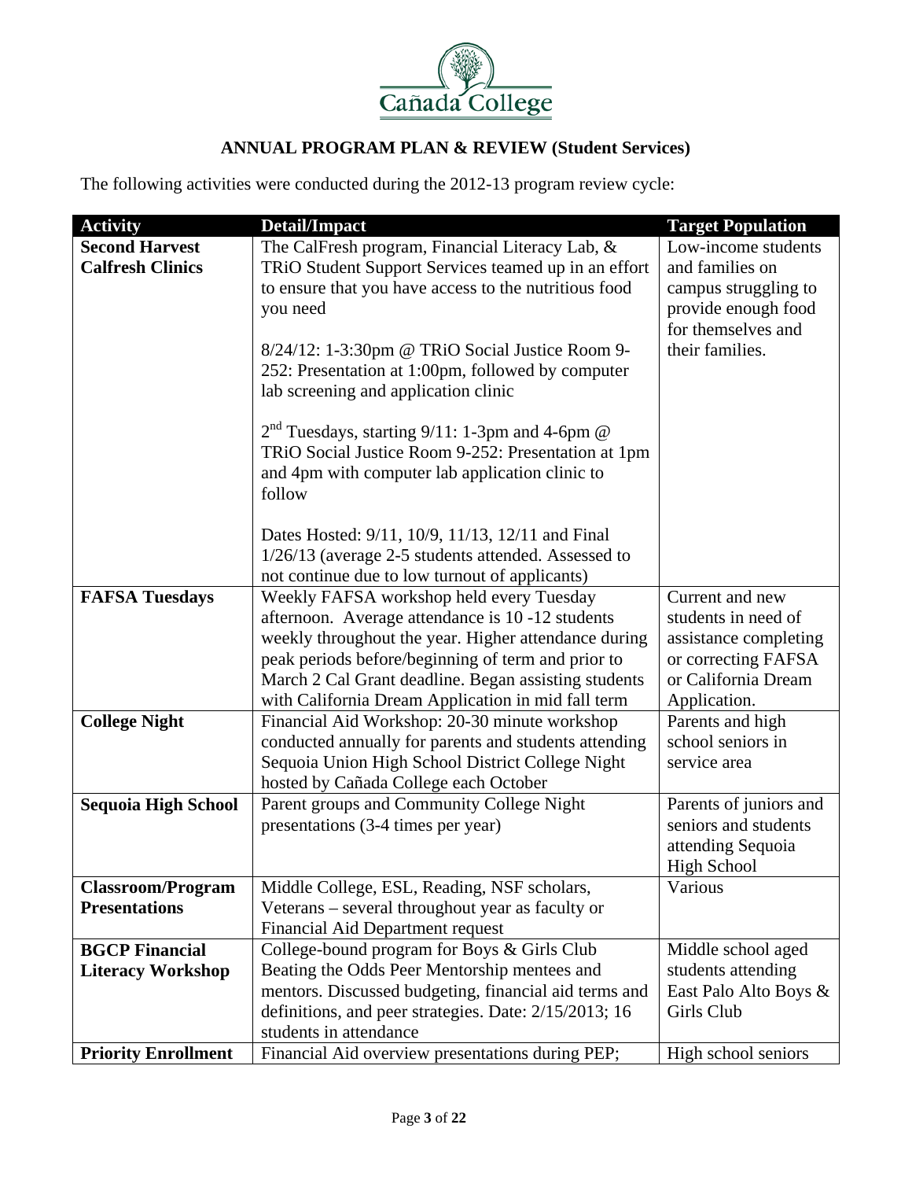Cañada College

**ANNUAL PROGRAM PLAN & REVIEW (Student Services)**

The following activities were conducted during the 2012-13 program review cycle:

| Activity | Detail/Impact | Target Population |
| --- | --- | --- |
| **Second Harvest Calfresh Clinics** | The CalFresh program, Financial Literacy Lab, & TRiO Student Support Services teamed up in an effort to ensure that you have access to the nutritious food you need<br><br>8/24/12: 1-3:30pm @ TRiO Social Justice Room 9-252: Presentation at 1:00pm, followed by computer lab screening and application clinic<br><br>2nd Tuesdays, starting 9/11: 1-3pm and 4-6pm @ TRiO Social Justice Room 9-252: Presentation at 1pm and 4pm with computer lab application clinic to follow<br><br>Dates Hosted: 9/11, 10/9, 11/13, 12/11 and Final 1/26/13 (average 2-5 students attended. Assessed to not continue due to low turnout of applicants) | Low-income students and families on campus struggling to provide enough food for themselves and their families. |
| **FAFSA Tuesdays** | Weekly FAFSA workshop held every Tuesday afternoon. Average attendance is 10 -12 students weekly throughout the year. Higher attendance during peak periods before/beginning of term and prior to March 2 Cal Grant deadline. Began assisting students with California Dream Application in mid fall term | Current and new students in need of assistance completing or correcting FAFSA or California Dream Application. |
| **College Night** | Financial Aid Workshop: 20-30 minute workshop conducted annually for parents and students attending Sequoia Union High School District College Night hosted by Cañada College each October | Parents and high school seniors in service area |
| **Sequoia High School** | Parent groups and Community College Night presentations (3-4 times per year) | Parents of juniors and seniors and students attending Sequoia High School |
| **Classroom/Program Presentations** | Middle College, ESL, Reading, NSF scholars, Veterans – several throughout year as faculty or Financial Aid Department request | Various |
| **BGCP Financial Literacy Workshop** | College-bound program for Boys & Girls Club Beating the Odds Peer Mentorship mentees and mentors. Discussed budgeting, financial aid terms and definitions, and peer strategies. Date: 2/15/2013; 16 students in attendance | Middle school aged students attending East Palo Alto Boys & Girls Club |
| **Priority Enrollment** | Financial Aid overview presentations during PEP; | High school seniors |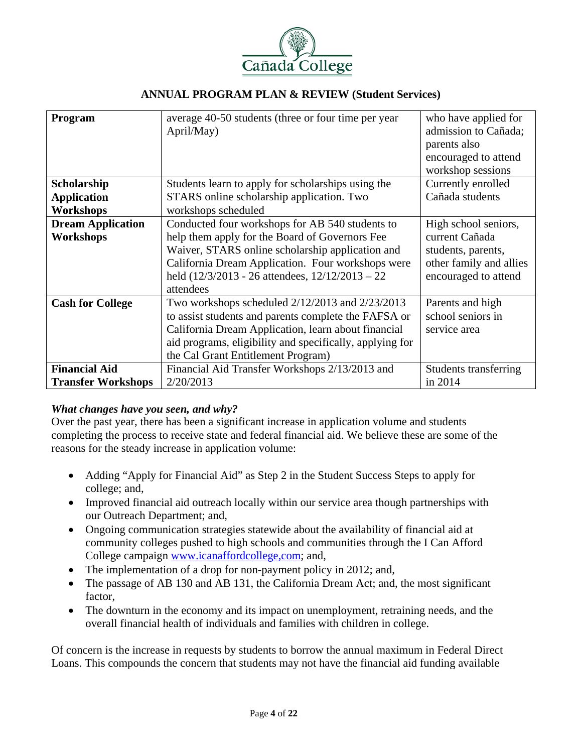| Program | average 40-50 students (three or four time per year April/May) | who have applied for admission to Cañada; parents also encouraged to attend workshop sessions |
|---|---|---|
| **Scholarship Application Workshops** | Students learn to apply for scholarships using the STARS online scholarship application. Two workshops scheduled | Currently enrolled Cañada students |
| **Dream Application Workshops** | Conducted four workshops for AB 540 students to help them apply for the Board of Governors Fee Waiver, STARS online scholarship application and California Dream Application. Four workshops were held (12/3/2013 - 26 attendees, 12/12/2013 – 22 attendees | High school seniors, current Cañada students, parents, other family and allies encouraged to attend |
| **Cash for College** | Two workshops scheduled 2/12/2013 and 2/23/2013 to assist students and parents complete the FAFSA or California Dream Application, learn about financial aid programs, eligibility and specifically, applying for the Cal Grant Entitlement Program) | Parents and high school seniors in service area |
| **Financial Aid Transfer Workshops** | Financial Aid Transfer Workshops 2/13/2013 and 2/20/2013 | Students transferring in 2014 |

***What changes have you seen, and why?***

Over the past year, there has been a significant increase in application volume and students completing the process to receive state and federal financial aid. We believe these are some of the reasons for the steady increase in application volume:

- Adding "Apply for Financial Aid" as Step 2 in the Student Success Steps to apply for college; and,
- Improved financial aid outreach locally within our service area though partnerships with our Outreach Department; and,
- Ongoing communication strategies statewide about the availability of financial aid at community colleges pushed to high schools and communities through the I Can Afford College campaign www.icanaffordcollege,com; and,
- The implementation of a drop for non-payment policy in 2012; and,
- The passage of AB 130 and AB 131, the California Dream Act; and, the most significant factor,
- The downturn in the economy and its impact on unemployment, retraining needs, and the overall financial health of individuals and families with children in college.

Of concern is the increase in requests by students to borrow the annual maximum in Federal Direct Loans. This compounds the concern that students may not have the financial aid funding available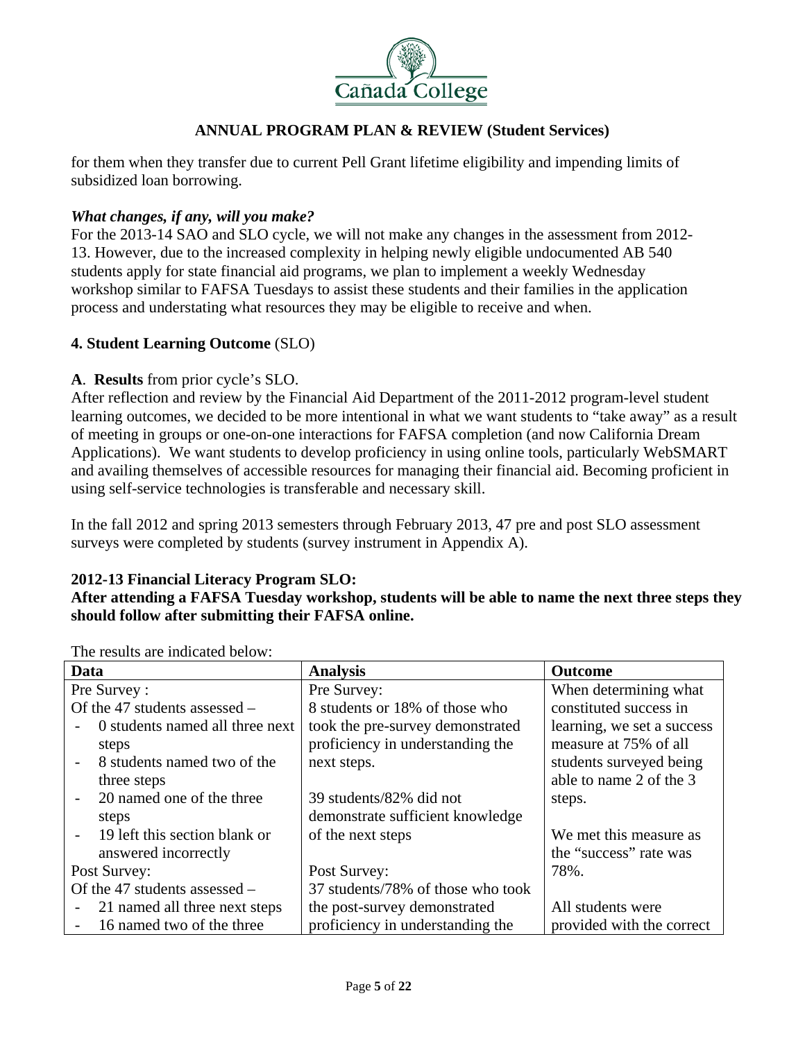for them when they transfer due to current Pell Grant lifetime eligibility and impending limits of subsidized loan borrowing.

***What changes, if any, will you make?***

For the 2013-14 SAO and SLO cycle, we will not make any changes in the assessment from 2012-13. However, due to the increased complexity in helping newly eligible undocumented AB 540 students apply for state financial aid programs, we plan to implement a weekly Wednesday workshop similar to FAFSA Tuesdays to assist these students and their families in the application process and understating what resources they may be eligible to receive and when.

**4. Student Learning Outcome** (SLO)

**A**. **Results** from prior cycle's SLO.

After reflection and review by the Financial Aid Department of the 2011-2012 program-level student learning outcomes, we decided to be more intentional in what we want students to "take away" as a result of meeting in groups or one-on-one interactions for FAFSA completion (and now California Dream Applications). We want students to develop proficiency in using online tools, particularly WebSMART and availing themselves of accessible resources for managing their financial aid. Becoming proficient in using self-service technologies is transferable and necessary skill.

In the fall 2012 and spring 2013 semesters through February 2013, 47 pre and post SLO assessment surveys were completed by students (survey instrument in Appendix A).

**2012-13 Financial Literacy Program SLO:**

**After attending a FAFSA Tuesday workshop, students will be able to name the next three steps they should follow after submitting their FAFSA online.**

The results are indicated below:

| Data | Analysis | Outcome |
|---|---|---|
| Pre Survey :<br>Of the 47 students assessed –<br>- 0 students named all three next steps<br>- 8 students named two of the three steps<br>- 20 named one of the three steps<br>- 19 left this section blank or answered incorrectly<br>Post Survey:<br>Of the 47 students assessed –<br>- 21 named all three next steps<br>- 16 named two of the three | Pre Survey:<br>8 students or 18% of those who took the pre-survey demonstrated proficiency in understanding the next steps.<br><br>39 students/82% did not demonstrate sufficient knowledge of the next steps<br><br>Post Survey:<br>37 students/78% of those who took the post-survey demonstrated proficiency in understanding the | When determining what constituted success in learning, we set a success measure at 75% of all students surveyed being able to name 2 of the 3 steps.<br><br>We met this measure as the "success" rate was 78%.<br><br>All students were provided with the correct |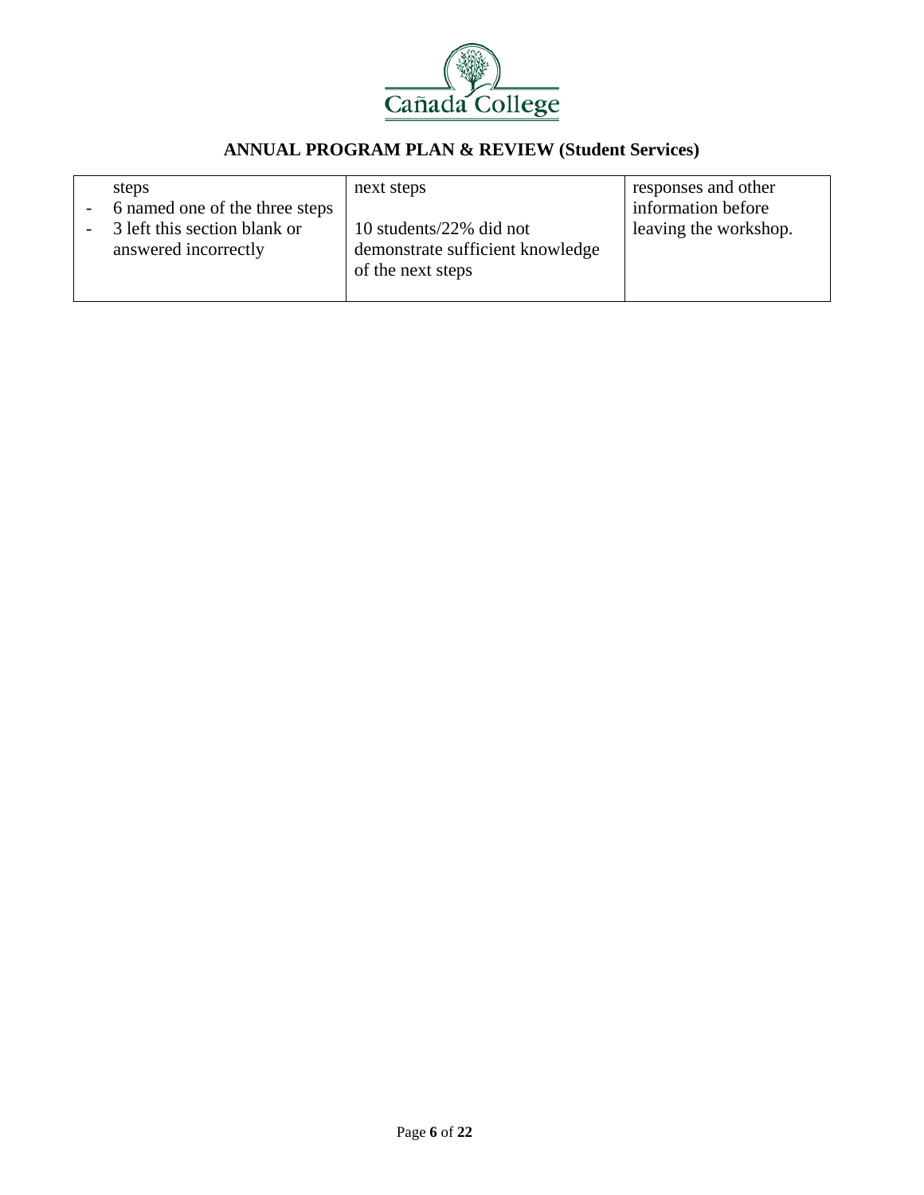| | | |
|---|---|---|
| steps<br>- 6 named one of the three steps<br>- 3 left this section blank or answered incorrectly | next steps<br><br>10 students/22% did not demonstrate sufficient knowledge of the next steps | responses and other information before leaving the workshop. |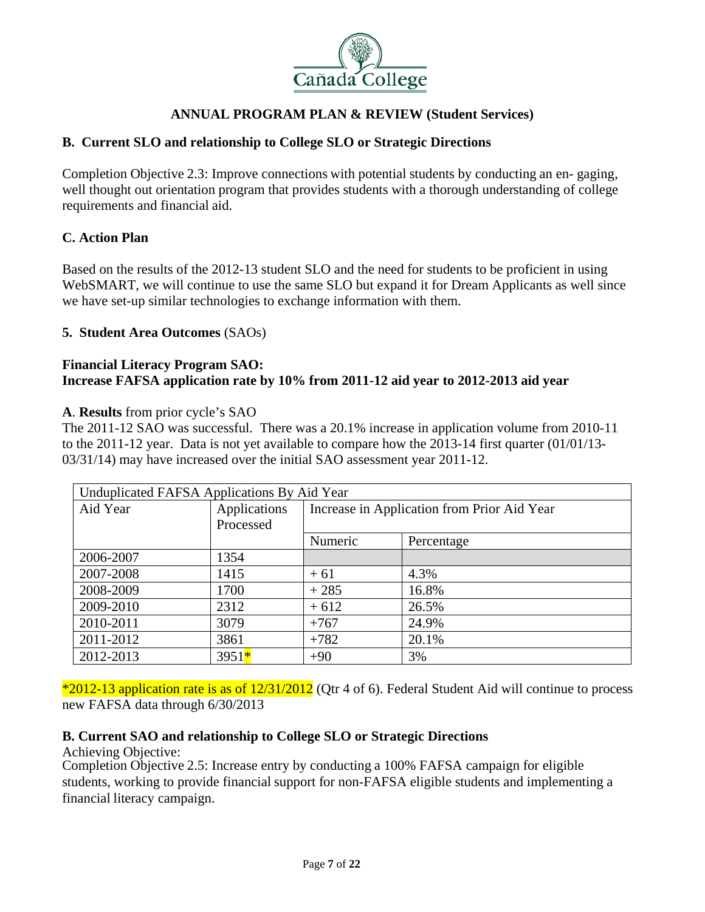## ANNUAL PROGRAM PLAN & REVIEW (Student Services)

### B. Current SLO and relationship to College SLO or Strategic Directions

Completion Objective 2.3: Improve connections with potential students by conducting an en- gaging, well thought out orientation program that provides students with a thorough understanding of college requirements and financial aid.

### C. Action Plan

Based on the results of the 2012-13 student SLO and the need for students to be proficient in using WebSMART, we will continue to use the same SLO but expand it for Dream Applicants as well since we have set-up similar technologies to exchange information with them.

### 5. Student Area Outcomes (SAOs)

**Financial Literacy Program SAO:**
**Increase FAFSA application rate by 10% from 2011-12 aid year to 2012-2013 aid year**

**A**. **Results** from prior cycle's SAO
The 2011-12 SAO was successful. There was a 20.1% increase in application volume from 2010-11 to the 2011-12 year. Data is not yet available to compare how the 2013-14 first quarter (01/01/13-03/31/14) may have increased over the initial SAO assessment year 2011-12.

| Unduplicated FAFSA Applications By Aid Year | | | |
|---|---|---|---|
| Aid Year | Applications Processed | Increase in Application from Prior Aid Year | |
| | | Numeric | Percentage |
| 2006-2007 | 1354 | | |
| 2007-2008 | 1415 | + 61 | 4.3% |
| 2008-2009 | 1700 | + 285 | 16.8% |
| 2009-2010 | 2312 | + 612 | 26.5% |
| 2010-2011 | 3079 | +767 | 24.9% |
| 2011-2012 | 3861 | +782 | 20.1% |
| 2012-2013 | 3951* | +90 | 3% |

*2012-13 application rate is as of 12/31/2012 (Qtr 4 of 6). Federal Student Aid will continue to process new FAFSA data through 6/30/2013

### B. Current SAO and relationship to College SLO or Strategic Directions

Achieving Objective:
Completion Objective 2.5: Increase entry by conducting a 100% FAFSA campaign for eligible students, working to provide financial support for non-FAFSA eligible students and implementing a financial literacy campaign.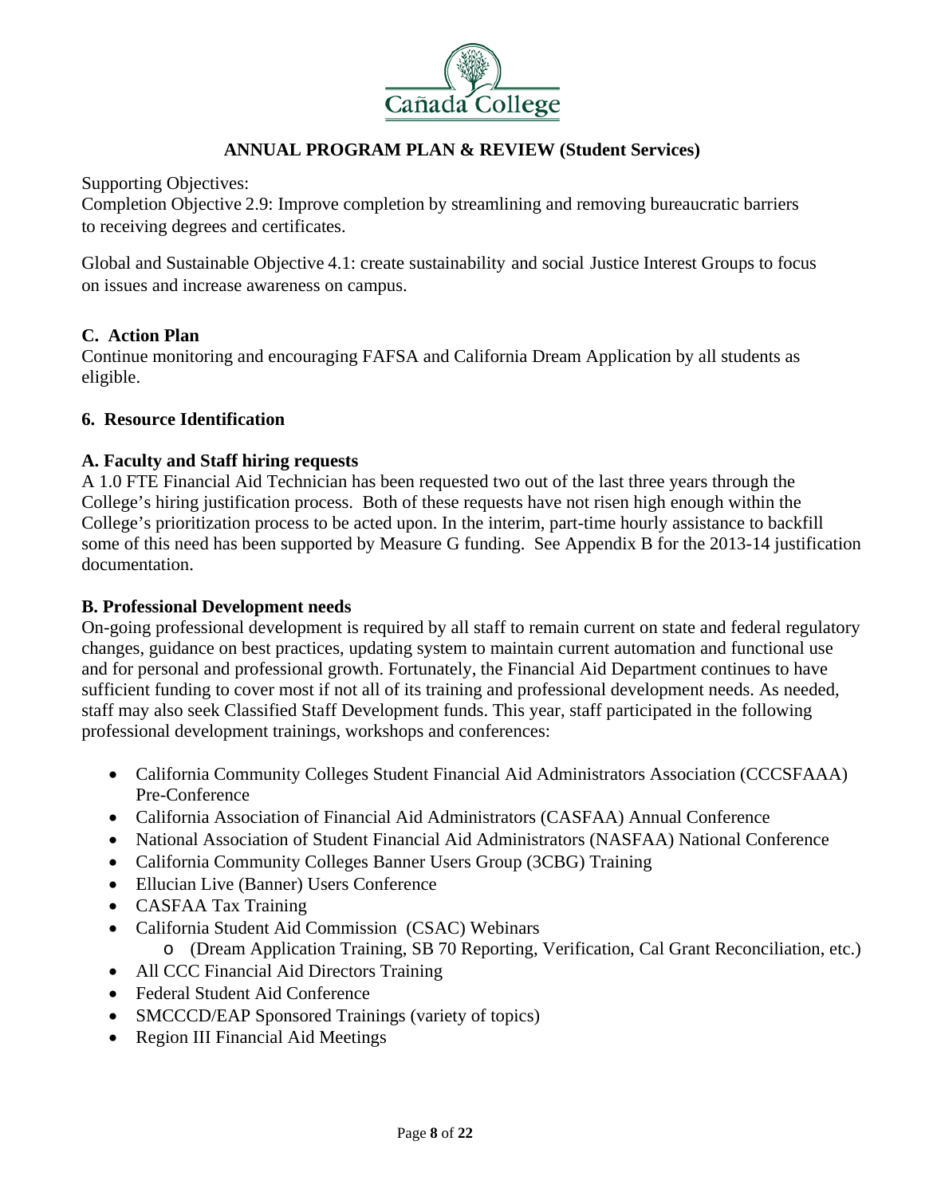**ANNUAL PROGRAM PLAN & REVIEW (Student Services)**

Supporting Objectives:
Completion Objective 2.9: Improve completion by streamlining and removing bureaucratic barriers to receiving degrees and certificates.

Global and Sustainable Objective 4.1: create sustainability and social Justice Interest Groups to focus on issues and increase awareness on campus.

### C. Action Plan

Continue monitoring and encouraging FAFSA and California Dream Application by all students as eligible.

## 6. Resource Identification

### A. Faculty and Staff hiring requests

A 1.0 FTE Financial Aid Technician has been requested two out of the last three years through the College's hiring justification process. Both of these requests have not risen high enough within the College's prioritization process to be acted upon. In the interim, part-time hourly assistance to backfill some of this need has been supported by Measure G funding. See Appendix B for the 2013-14 justification documentation.

### B. Professional Development needs

On-going professional development is required by all staff to remain current on state and federal regulatory changes, guidance on best practices, updating system to maintain current automation and functional use and for personal and professional growth. Fortunately, the Financial Aid Department continues to have sufficient funding to cover most if not all of its training and professional development needs. As needed, staff may also seek Classified Staff Development funds. This year, staff participated in the following professional development trainings, workshops and conferences:

- California Community Colleges Student Financial Aid Administrators Association (CCCSFAAA) Pre-Conference
- California Association of Financial Aid Administrators (CASFAA) Annual Conference
- National Association of Student Financial Aid Administrators (NASFAA) National Conference
- California Community Colleges Banner Users Group (3CBG) Training
- Ellucian Live (Banner) Users Conference
- CASFAA Tax Training
- California Student Aid Commission (CSAC) Webinars
  - (Dream Application Training, SB 70 Reporting, Verification, Cal Grant Reconciliation, etc.)
- All CCC Financial Aid Directors Training
- Federal Student Aid Conference
- SMCCCD/EAP Sponsored Trainings (variety of topics)
- Region III Financial Aid Meetings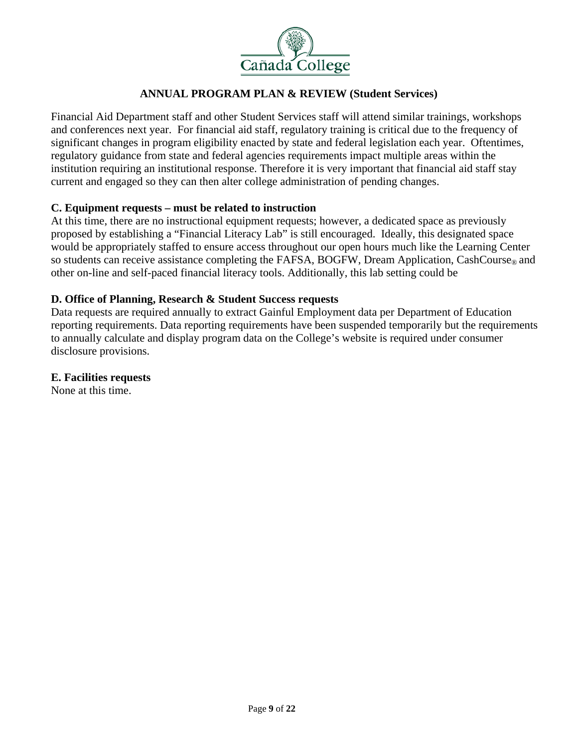Financial Aid Department staff and other Student Services staff will attend similar trainings, workshops and conferences next year. For financial aid staff, regulatory training is critical due to the frequency of significant changes in program eligibility enacted by state and federal legislation each year. Oftentimes, regulatory guidance from state and federal agencies requirements impact multiple areas within the institution requiring an institutional response. Therefore it is very important that financial aid staff stay current and engaged so they can then alter college administration of pending changes.

**C. Equipment requests – must be related to instruction**

At this time, there are no instructional equipment requests; however, a dedicated space as previously proposed by establishing a "Financial Literacy Lab" is still encouraged. Ideally, this designated space would be appropriately staffed to ensure access throughout our open hours much like the Learning Center so students can receive assistance completing the FAFSA, BOGFW, Dream Application, CashCourse® and other on-line and self-paced financial literacy tools. Additionally, this lab setting could be

**D. Office of Planning, Research & Student Success requests**

Data requests are required annually to extract Gainful Employment data per Department of Education reporting requirements. Data reporting requirements have been suspended temporarily but the requirements to annually calculate and display program data on the College's website is required under consumer disclosure provisions.

**E. Facilities requests**

None at this time.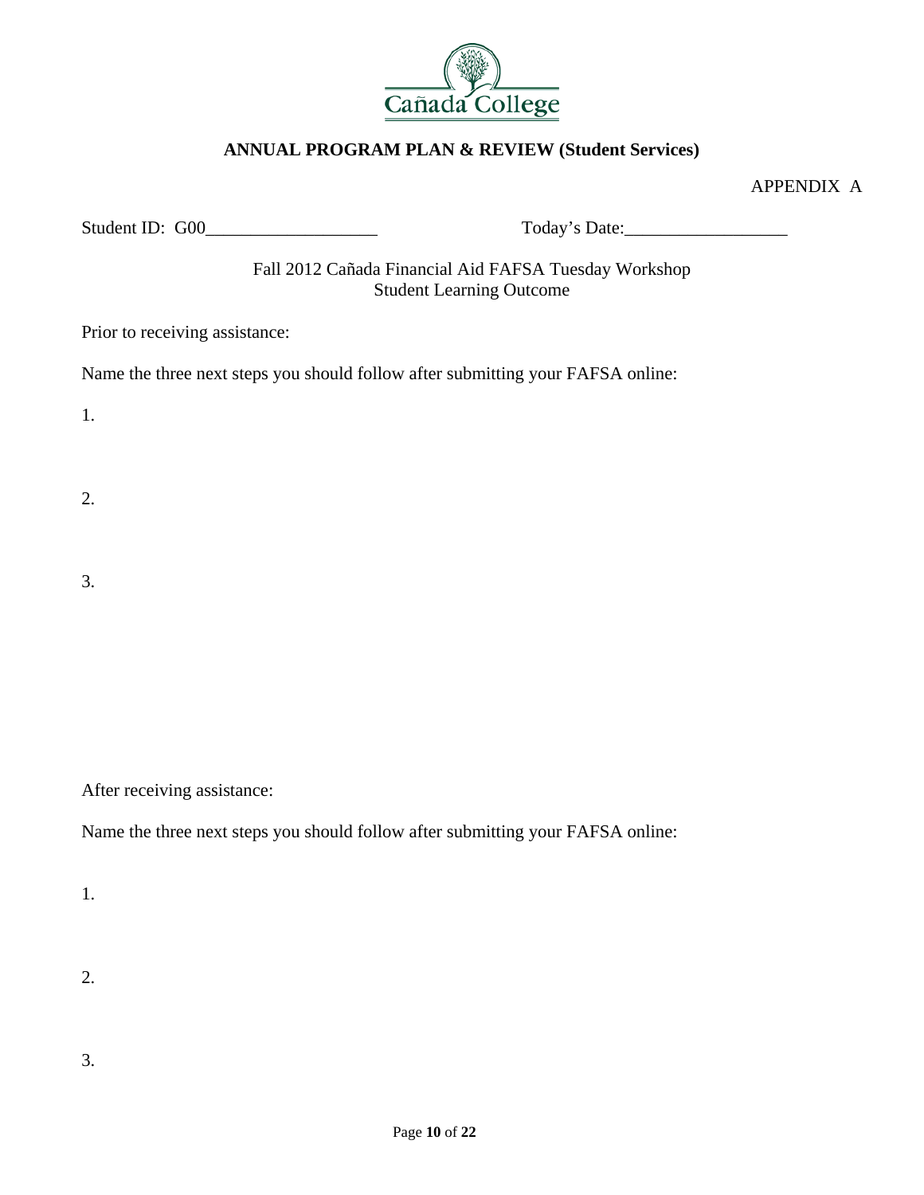## ANNUAL PROGRAM PLAN & REVIEW (Student Services)

APPENDIX A

Student ID: G00___________________ Today's Date:__________________

Fall 2012 Cañada Financial Aid FAFSA Tuesday Workshop
Student Learning Outcome

Prior to receiving assistance:

Name the three next steps you should follow after submitting your FAFSA online:

1.

2.

3.

After receiving assistance:

Name the three next steps you should follow after submitting your FAFSA online:

1.

2.

3.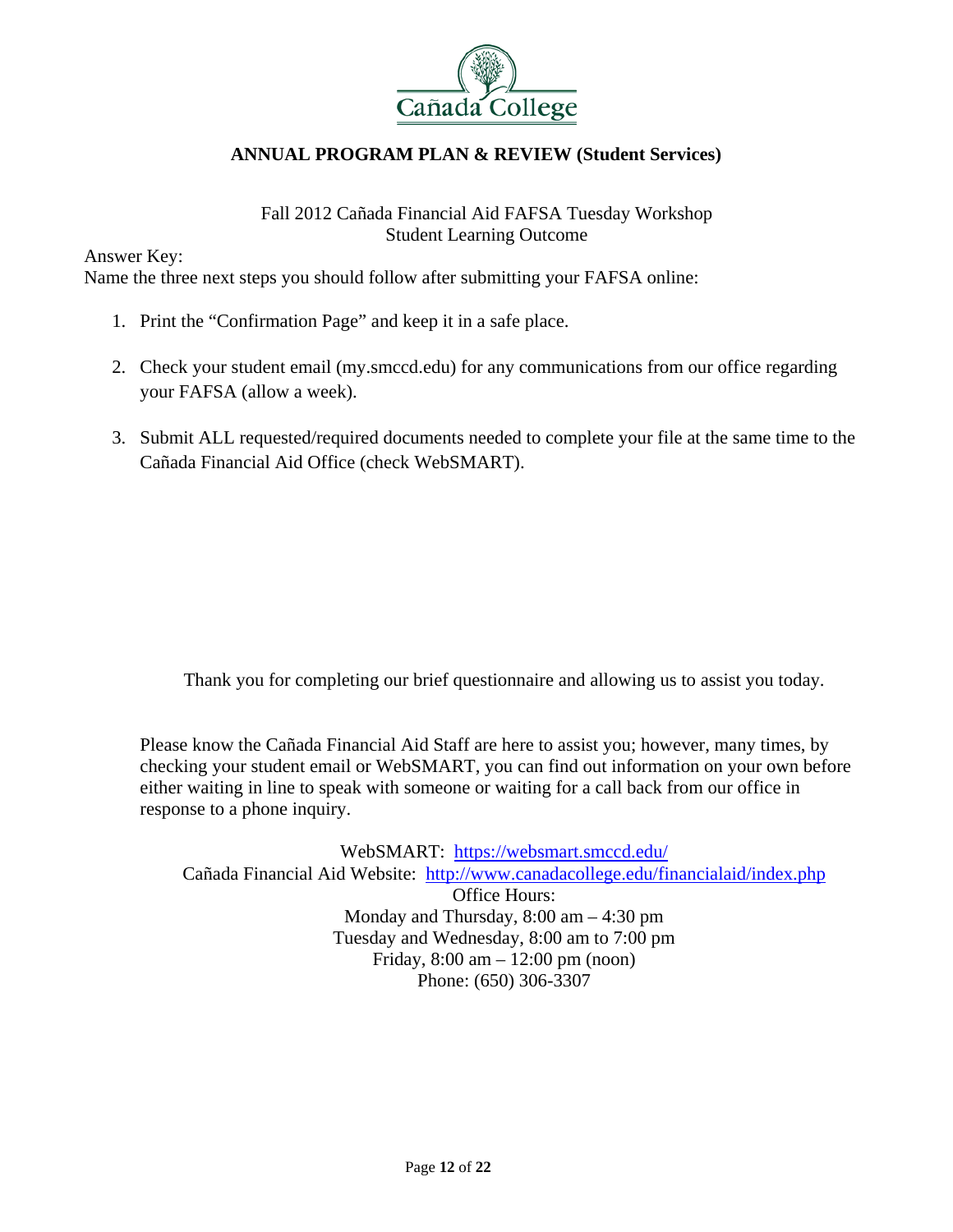Cañada College

**ANNUAL PROGRAM PLAN & REVIEW (Student Services)**

Fall 2012 Cañada Financial Aid FAFSA Tuesday Workshop
Student Learning Outcome

Answer Key:
Name the three next steps you should follow after submitting your FAFSA online:

1. Print the "Confirmation Page" and keep it in a safe place.
2. Check your student email (my.smccd.edu) for any communications from our office regarding your FAFSA (allow a week).
3. Submit ALL requested/required documents needed to complete your file at the same time to the Cañada Financial Aid Office (check WebSMART).

Thank you for completing our brief questionnaire and allowing us to assist you today.

Please know the Cañada Financial Aid Staff are here to assist you; however, many times, by checking your student email or WebSMART, you can find out information on your own before either waiting in line to speak with someone or waiting for a call back from our office in response to a phone inquiry.

WebSMART: https://websmart.smccd.edu/
Cañada Financial Aid Website: http://www.canadacollege.edu/financialaid/index.php
Office Hours:
Monday and Thursday, 8:00 am – 4:30 pm
Tuesday and Wednesday, 8:00 am to 7:00 pm
Friday, 8:00 am – 12:00 pm (noon)
Phone: (650) 306-3307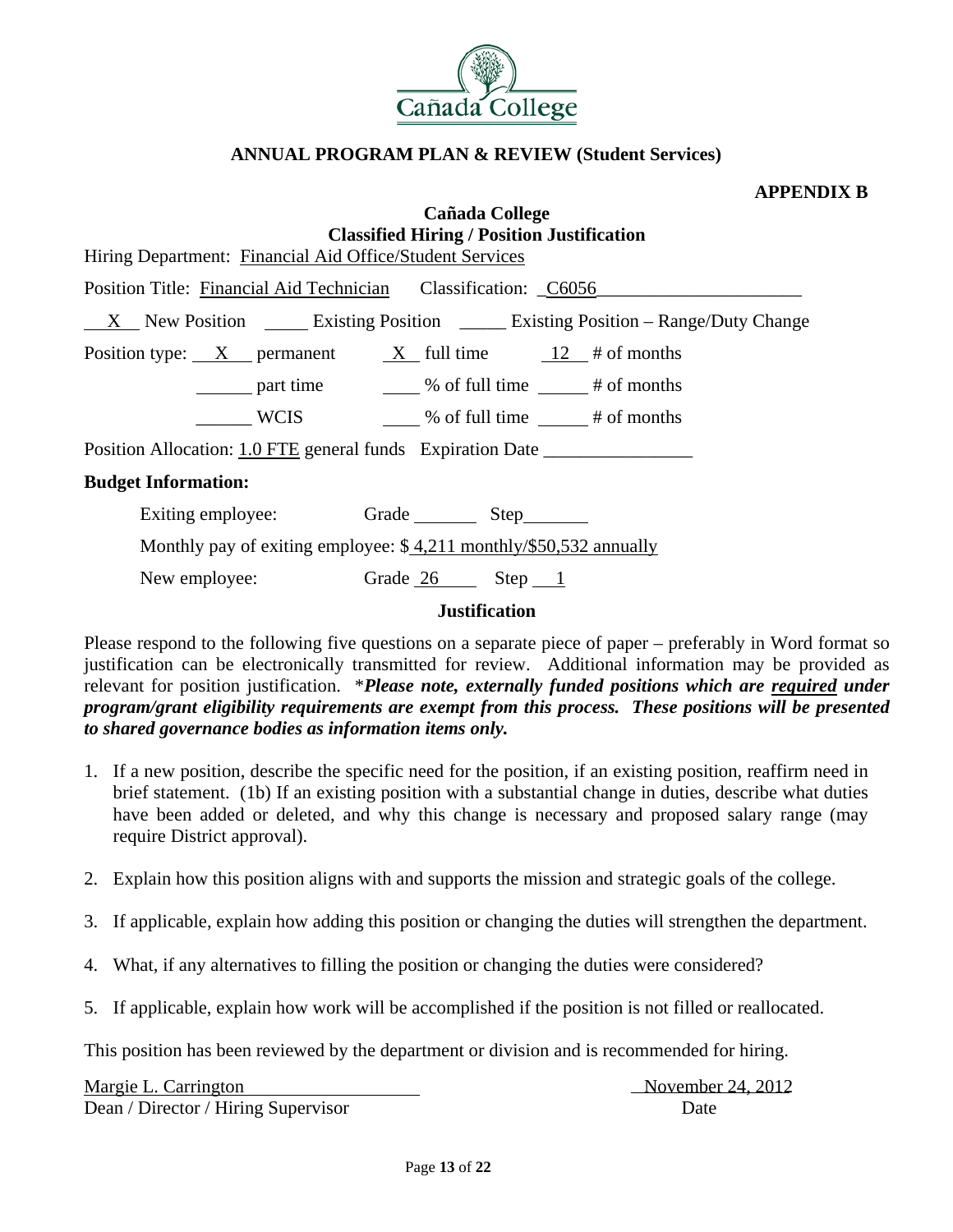**ANNUAL PROGRAM PLAN & REVIEW (Student Services)**

**APPENDIX B**

**Cañada College**
**Classified Hiring / Position Justification**

Hiring Department: Financial Aid Office/Student Services

Position Title: Financial Aid Technician Classification: C6056

X New Position ____ Existing Position ____ Existing Position – Range/Duty Change

Position type: X permanent X full time 12 # of months

____ part time ____ % of full time ____ # of months

____ WCIS ____ % of full time ____ # of months

Position Allocation: 1.0 FTE general funds Expiration Date ________________

**Budget Information:**

Exiting employee: Grade ______ Step ______

Monthly pay of exiting employee: $ 4,211 monthly/$50,532 annually

New employee: Grade 26 Step 1

**Justification**

Please respond to the following five questions on a separate piece of paper – preferably in Word format so justification can be electronically transmitted for review. Additional information may be provided as relevant for position justification. **\****Please note, externally funded positions which are <u>required</u> under program/grant eligibility requirements are exempt from this process. These positions will be presented to shared governance bodies as information items only.***

1. If a new position, describe the specific need for the position, if an existing position, reaffirm need in brief statement. (1b) If an existing position with a substantial change in duties, describe what duties have been added or deleted, and why this change is necessary and proposed salary range (may require District approval).
2. Explain how this position aligns with and supports the mission and strategic goals of the college.
3. If applicable, explain how adding this position or changing the duties will strengthen the department.
4. What, if any alternatives to filling the position or changing the duties were considered?
5. If applicable, explain how work will be accomplished if the position is not filled or reallocated.

This position has been reviewed by the department or division and is recommended for hiring.

Margie L. Carrington — November 24, 2012

Dean / Director / Hiring Supervisor — Date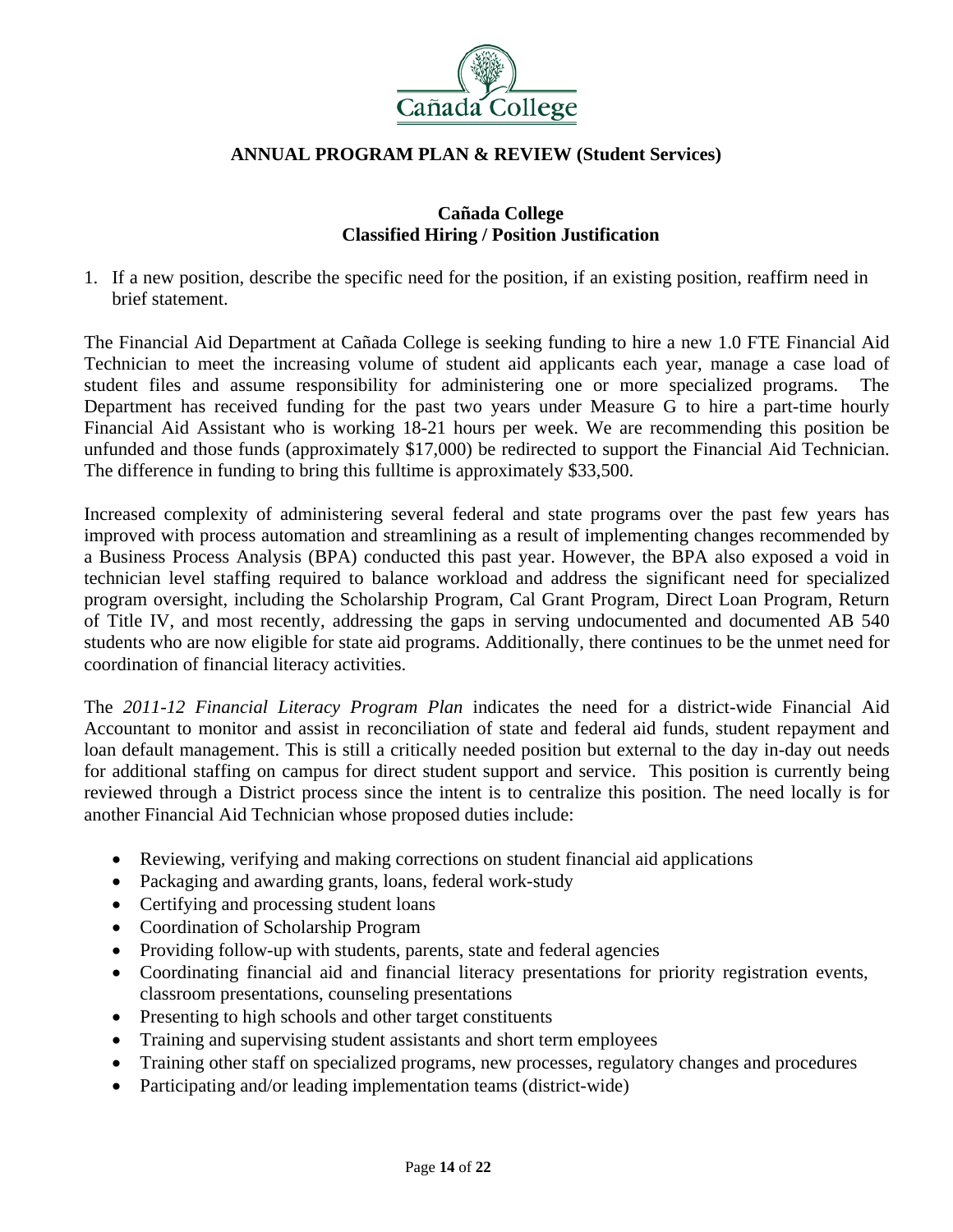**ANNUAL PROGRAM PLAN & REVIEW (Student Services)**

**Cañada College**
**Classified Hiring / Position Justification**

1. If a new position, describe the specific need for the position, if an existing position, reaffirm need in brief statement.

The Financial Aid Department at Cañada College is seeking funding to hire a new 1.0 FTE Financial Aid Technician to meet the increasing volume of student aid applicants each year, manage a case load of student files and assume responsibility for administering one or more specialized programs. The Department has received funding for the past two years under Measure G to hire a part-time hourly Financial Aid Assistant who is working 18-21 hours per week. We are recommending this position be unfunded and those funds (approximately $17,000) be redirected to support the Financial Aid Technician. The difference in funding to bring this fulltime is approximately $33,500.

Increased complexity of administering several federal and state programs over the past few years has improved with process automation and streamlining as a result of implementing changes recommended by a Business Process Analysis (BPA) conducted this past year. However, the BPA also exposed a void in technician level staffing required to balance workload and address the significant need for specialized program oversight, including the Scholarship Program, Cal Grant Program, Direct Loan Program, Return of Title IV, and most recently, addressing the gaps in serving undocumented and documented AB 540 students who are now eligible for state aid programs. Additionally, there continues to be the unmet need for coordination of financial literacy activities.

The *2011-12 Financial Literacy Program Plan* indicates the need for a district-wide Financial Aid Accountant to monitor and assist in reconciliation of state and federal aid funds, student repayment and loan default management. This is still a critically needed position but external to the day in-day out needs for additional staffing on campus for direct student support and service. This position is currently being reviewed through a District process since the intent is to centralize this position. The need locally is for another Financial Aid Technician whose proposed duties include:

- Reviewing, verifying and making corrections on student financial aid applications
- Packaging and awarding grants, loans, federal work-study
- Certifying and processing student loans
- Coordination of Scholarship Program
- Providing follow-up with students, parents, state and federal agencies
- Coordinating financial aid and financial literacy presentations for priority registration events, classroom presentations, counseling presentations
- Presenting to high schools and other target constituents
- Training and supervising student assistants and short term employees
- Training other staff on specialized programs, new processes, regulatory changes and procedures
- Participating and/or leading implementation teams (district-wide)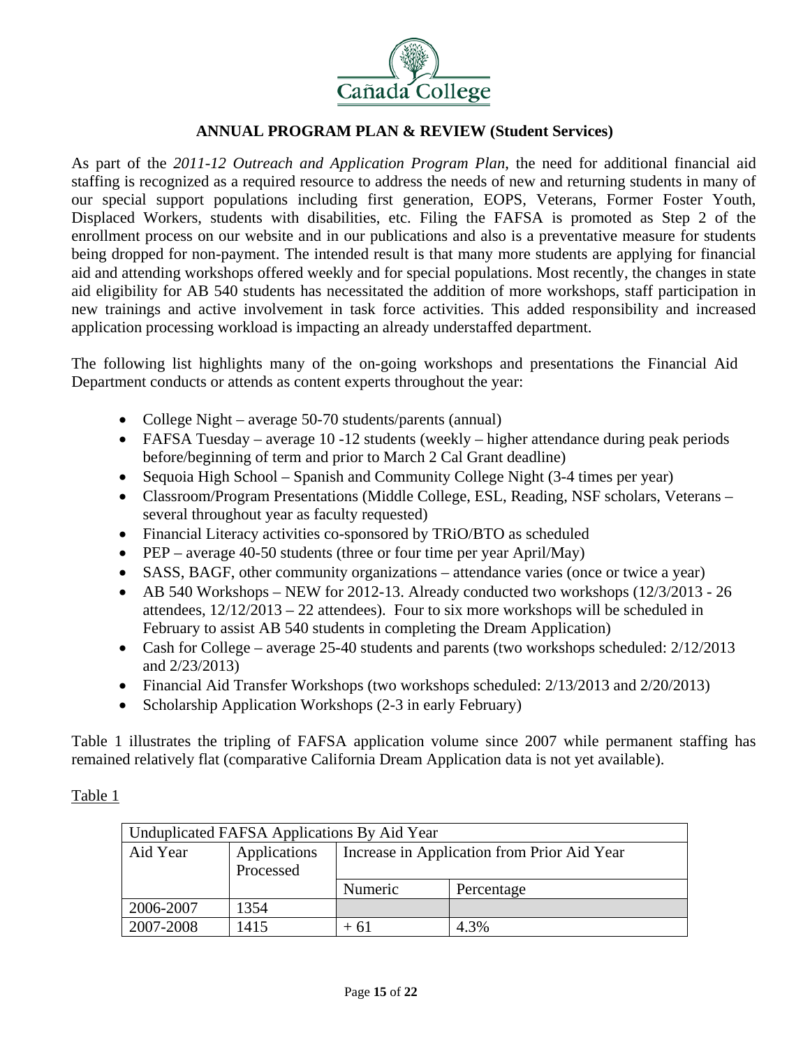**Cañada College**

**ANNUAL PROGRAM PLAN & REVIEW (Student Services)**

As part of the *2011-12 Outreach and Application Program Plan*, the need for additional financial aid staffing is recognized as a required resource to address the needs of new and returning students in many of our special support populations including first generation, EOPS, Veterans, Former Foster Youth, Displaced Workers, students with disabilities, etc. Filing the FAFSA is promoted as Step 2 of the enrollment process on our website and in our publications and also is a preventative measure for students being dropped for non-payment. The intended result is that many more students are applying for financial aid and attending workshops offered weekly and for special populations. Most recently, the changes in state aid eligibility for AB 540 students has necessitated the addition of more workshops, staff participation in new trainings and active involvement in task force activities. This added responsibility and increased application processing workload is impacting an already understaffed department.

The following list highlights many of the on-going workshops and presentations the Financial Aid Department conducts or attends as content experts throughout the year:

- College Night – average 50-70 students/parents (annual)
- FAFSA Tuesday – average 10 -12 students (weekly – higher attendance during peak periods before/beginning of term and prior to March 2 Cal Grant deadline)
- Sequoia High School – Spanish and Community College Night (3-4 times per year)
- Classroom/Program Presentations (Middle College, ESL, Reading, NSF scholars, Veterans – several throughout year as faculty requested)
- Financial Literacy activities co-sponsored by TRiO/BTO as scheduled
- PEP – average 40-50 students (three or four time per year April/May)
- SASS, BAGF, other community organizations – attendance varies (once or twice a year)
- AB 540 Workshops – NEW for 2012-13. Already conducted two workshops (12/3/2013 - 26 attendees, 12/12/2013 – 22 attendees). Four to six more workshops will be scheduled in February to assist AB 540 students in completing the Dream Application)
- Cash for College – average 25-40 students and parents (two workshops scheduled: 2/12/2013 and 2/23/2013)
- Financial Aid Transfer Workshops (two workshops scheduled: 2/13/2013 and 2/20/2013)
- Scholarship Application Workshops (2-3 in early February)

Table 1 illustrates the tripling of FAFSA application volume since 2007 while permanent staffing has remained relatively flat (comparative California Dream Application data is not yet available).

Table 1

| Unduplicated FAFSA Applications By Aid Year | | | |
|---|---|---|---|
| Aid Year | Applications Processed | Increase in Application from Prior Aid Year | |
| | | Numeric | Percentage |
| 2006-2007 | 1354 | | |
| 2007-2008 | 1415 | + 61 | 4.3% |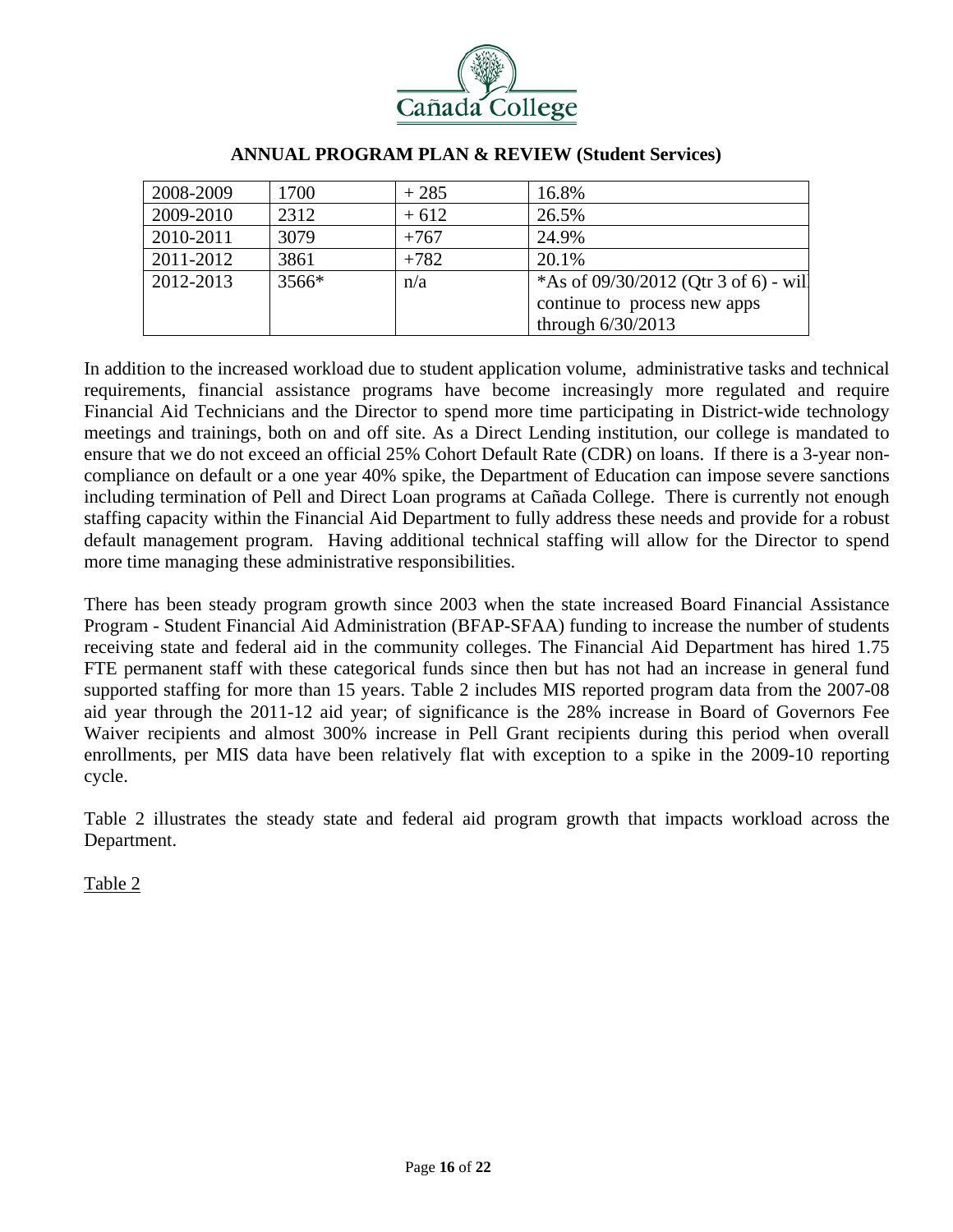**ANNUAL PROGRAM PLAN & REVIEW (Student Services)**

| | | | |
|---|---|---|---|
| 2008-2009 | 1700 | + 285 | 16.8% |
| 2009-2010 | 2312 | + 612 | 26.5% |
| 2010-2011 | 3079 | +767 | 24.9% |
| 2011-2012 | 3861 | +782 | 20.1% |
| 2012-2013 | 3566* | n/a | *As of 09/30/2012 (Qtr 3 of 6) - will continue to process new apps through 6/30/2013 |

In addition to the increased workload due to student application volume, administrative tasks and technical requirements, financial assistance programs have become increasingly more regulated and require Financial Aid Technicians and the Director to spend more time participating in District-wide technology meetings and trainings, both on and off site. As a Direct Lending institution, our college is mandated to ensure that we do not exceed an official 25% Cohort Default Rate (CDR) on loans. If there is a 3-year non-compliance on default or a one year 40% spike, the Department of Education can impose severe sanctions including termination of Pell and Direct Loan programs at Cañada College. There is currently not enough staffing capacity within the Financial Aid Department to fully address these needs and provide for a robust default management program. Having additional technical staffing will allow for the Director to spend more time managing these administrative responsibilities.

There has been steady program growth since 2003 when the state increased Board Financial Assistance Program - Student Financial Aid Administration (BFAP-SFAA) funding to increase the number of students receiving state and federal aid in the community colleges. The Financial Aid Department has hired 1.75 FTE permanent staff with these categorical funds since then but has not had an increase in general fund supported staffing for more than 15 years. Table 2 includes MIS reported program data from the 2007-08 aid year through the 2011-12 aid year; of significance is the 28% increase in Board of Governors Fee Waiver recipients and almost 300% increase in Pell Grant recipients during this period when overall enrollments, per MIS data have been relatively flat with exception to a spike in the 2009-10 reporting cycle.

Table 2 illustrates the steady state and federal aid program growth that impacts workload across the Department.

Table 2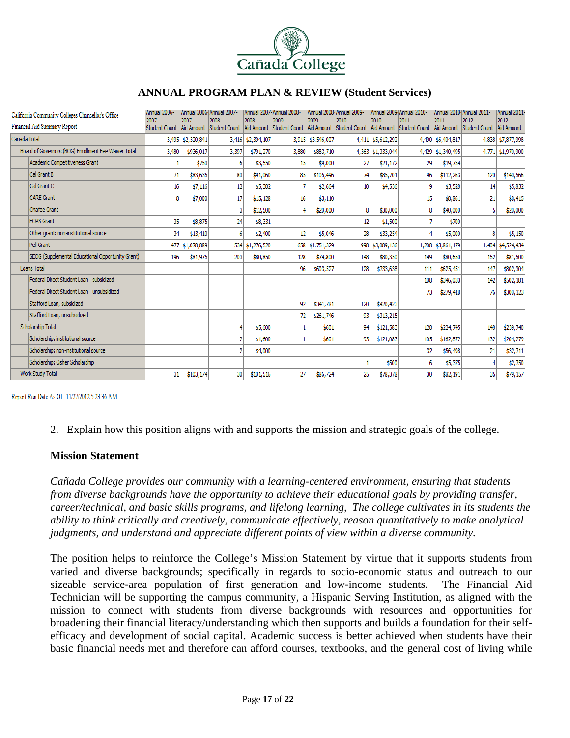# ANNUAL PROGRAM PLAN & REVIEW (Student Services)

| California Community Colleges Chancellor's Office Financial Aid Summary Report | Annual 2006-2007 Student Count | Annual 2006-2007 Aid Amount | Annual 2007-2008 Student Count | Annual 2007-2008 Aid Amount | Annual 2008-2009 Student Count | Annual 2008-2009 Aid Amount | Annual 2009-2010 Student Count | Annual 2009-2010 Aid Amount | Annual 2010-2011 Student Count | Annual 2010-2011 Aid Amount | Annual 2011-2012 Student Count | Annual 2011-2012 Aid Amount |
|---|---|---|---|---|---|---|---|---|---|---|---|---|
| Canada Total | 3,495 | $2,320,841 | 3,416 | $2,394,107 | 3,915 | $3,546,007 | 4,411 | $5,612,292 | 4,490 | $6,404,817 | 4,838 | $7,877,998 |
| Board of Governors (BOG) Enrollment Fee Waiver Total | 3,480 | $936,017 | 3,397 | $791,270 | 3,880 | $883,710 | 4,363 | $1,333,044 | 4,429 | $1,340,495 | 4,771 | $1,970,900 |
| Academic Competitiveness Grant | 1 | $750 | 6 | $3,550 | 15 | $9,000 | 27 | $21,172 | 29 | $19,754 | | |
| Cal Grant B | 71 | $83,635 | 80 | $91,060 | 85 | $105,496 | 74 | $85,701 | 96 | $112,263 | 120 | $140,566 |
| Cal Grant C | 16 | $7,116 | 12 | $5,382 | 7 | $2,664 | 10 | $4,536 | 9 | $3,528 | 14 | $5,832 |
| CARE Grant | 8 | $7,000 | 17 | $15,128 | 16 | $3,110 | | | 15 | $8,851 | 21 | $8,415 |
| Chafee Grant | | | 3 | $12,500 | 4 | $20,000 | 8 | $30,000 | 8 | $40,000 | 5 | $20,000 |
| EOPS Grant | 35 | $8,875 | 24 | $8,331 | | | 12 | $1,500 | 7 | $700 | | |
| Other grant: non-institutional source | 34 | $13,410 | 6 | $2,400 | 12 | $5,046 | 28 | $33,254 | 4 | $5,000 | 8 | $5,150 |
| Pell Grant | 477 | $1,078,889 | 534 | $1,276,520 | 658 | $1,751,329 | 998 | $3,089,136 | 1,208 | $3,861,179 | 1,404 | $4,524,434 |
| SEOG (Supplemental Educational Opportunity Grant) | 196 | $81,975 | 203 | $80,850 | 128 | $74,800 | 148 | $80,350 | 149 | $80,650 | 152 | $81,500 |
| Loans Total | | | | | 96 | $603,527 | 128 | $733,638 | 111 | $625,451 | 147 | $802,304 |
| Federal Direct Student Loan - subsidized | | | | | | | | | 108 | $346,033 | 142 | $502,181 |
| Federal Direct Student Loan - unsubsidized | | | | | | | | | 73 | $279,418 | 76 | $300,123 |
| Stafford Loan, subsidized | | | | | 92 | $341,781 | 120 | $420,423 | | | | |
| Stafford Loan, unsubsidized | | | | | 72 | $261,746 | 93 | $313,215 | | | | |
| Scholarship Total | | | 4 | $5,600 | 1 | $601 | 94 | $121,583 | 128 | $224,745 | 148 | $239,740 |
| Scholarship: institutional source | | | 2 | $1,600 | 1 | $601 | 93 | $121,083 | 105 | $162,872 | 132 | $204,279 |
| Scholarship: non-institutional source | | | 2 | $4,000 | | | | | 32 | $56,498 | 21 | $32,711 |
| Scholarship: Osher Scholarship | | | | | | | 1 | $500 | 6 | $5,375 | 4 | $2,750 |
| Work Study Total | 31 | $103,174 | 30 | $101,516 | 27 | $86,724 | 25 | $78,378 | 30 | $82,191 | 35 | $79,157 |

Report Run Date As Of: 11/27/2012 5:23:36 AM

2. Explain how this position aligns with and supports the mission and strategic goals of the college.

**Mission Statement**

*Cañada College provides our community with a learning-centered environment, ensuring that students from diverse backgrounds have the opportunity to achieve their educational goals by providing transfer, career/technical, and basic skills programs, and lifelong learning, The college cultivates in its students the ability to think critically and creatively, communicate effectively, reason quantitatively to make analytical judgments, and understand and appreciate different points of view within a diverse community.*

The position helps to reinforce the College's Mission Statement by virtue that it supports students from varied and diverse backgrounds; specifically in regards to socio-economic status and outreach to our sizeable service-area population of first generation and low-income students. The Financial Aid Technician will be supporting the campus community, a Hispanic Serving Institution, as aligned with the mission to connect with students from diverse backgrounds with resources and opportunities for broadening their financial literacy/understanding which then supports and builds a foundation for their self-efficacy and development of social capital. Academic success is better achieved when students have their basic financial needs met and therefore can afford courses, textbooks, and the general cost of living while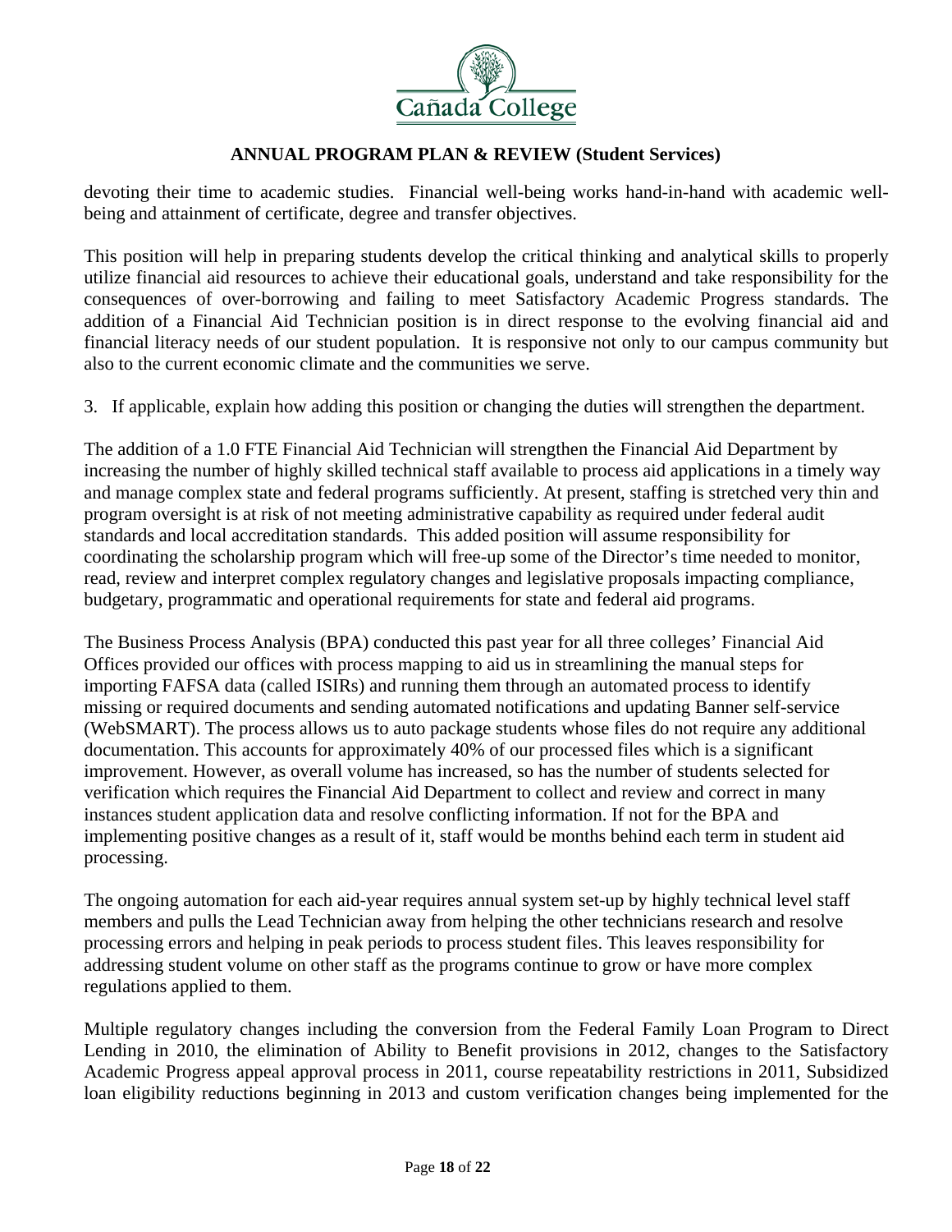devoting their time to academic studies. Financial well-being works hand-in-hand with academic well-being and attainment of certificate, degree and transfer objectives.

This position will help in preparing students develop the critical thinking and analytical skills to properly utilize financial aid resources to achieve their educational goals, understand and take responsibility for the consequences of over-borrowing and failing to meet Satisfactory Academic Progress standards. The addition of a Financial Aid Technician position is in direct response to the evolving financial aid and financial literacy needs of our student population. It is responsive not only to our campus community but also to the current economic climate and the communities we serve.

3. If applicable, explain how adding this position or changing the duties will strengthen the department.

The addition of a 1.0 FTE Financial Aid Technician will strengthen the Financial Aid Department by increasing the number of highly skilled technical staff available to process aid applications in a timely way and manage complex state and federal programs sufficiently. At present, staffing is stretched very thin and program oversight is at risk of not meeting administrative capability as required under federal audit standards and local accreditation standards. This added position will assume responsibility for coordinating the scholarship program which will free-up some of the Director's time needed to monitor, read, review and interpret complex regulatory changes and legislative proposals impacting compliance, budgetary, programmatic and operational requirements for state and federal aid programs.

The Business Process Analysis (BPA) conducted this past year for all three colleges' Financial Aid Offices provided our offices with process mapping to aid us in streamlining the manual steps for importing FAFSA data (called ISIRs) and running them through an automated process to identify missing or required documents and sending automated notifications and updating Banner self-service (WebSMART). The process allows us to auto package students whose files do not require any additional documentation. This accounts for approximately 40% of our processed files which is a significant improvement. However, as overall volume has increased, so has the number of students selected for verification which requires the Financial Aid Department to collect and review and correct in many instances student application data and resolve conflicting information. If not for the BPA and implementing positive changes as a result of it, staff would be months behind each term in student aid processing.

The ongoing automation for each aid-year requires annual system set-up by highly technical level staff members and pulls the Lead Technician away from helping the other technicians research and resolve processing errors and helping in peak periods to process student files. This leaves responsibility for addressing student volume on other staff as the programs continue to grow or have more complex regulations applied to them.

Multiple regulatory changes including the conversion from the Federal Family Loan Program to Direct Lending in 2010, the elimination of Ability to Benefit provisions in 2012, changes to the Satisfactory Academic Progress appeal approval process in 2011, course repeatability restrictions in 2011, Subsidized loan eligibility reductions beginning in 2013 and custom verification changes being implemented for the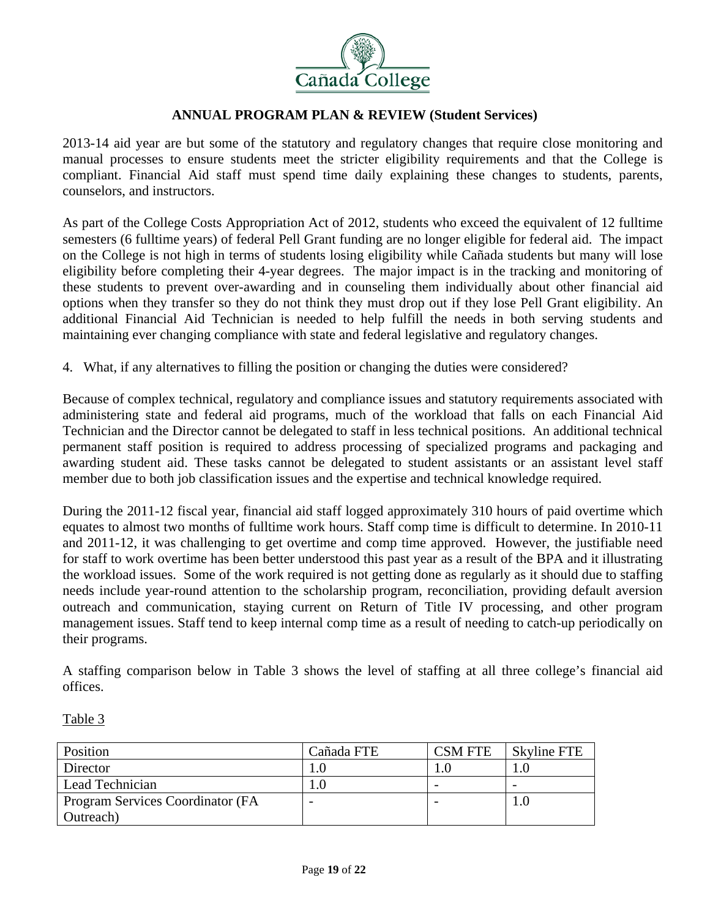**ANNUAL PROGRAM PLAN & REVIEW (Student Services)**

2013-14 aid year are but some of the statutory and regulatory changes that require close monitoring and manual processes to ensure students meet the stricter eligibility requirements and that the College is compliant. Financial Aid staff must spend time daily explaining these changes to students, parents, counselors, and instructors.

As part of the College Costs Appropriation Act of 2012, students who exceed the equivalent of 12 fulltime semesters (6 fulltime years) of federal Pell Grant funding are no longer eligible for federal aid. The impact on the College is not high in terms of students losing eligibility while Cañada students but many will lose eligibility before completing their 4-year degrees. The major impact is in the tracking and monitoring of these students to prevent over-awarding and in counseling them individually about other financial aid options when they transfer so they do not think they must drop out if they lose Pell Grant eligibility. An additional Financial Aid Technician is needed to help fulfill the needs in both serving students and maintaining ever changing compliance with state and federal legislative and regulatory changes.

4. What, if any alternatives to filling the position or changing the duties were considered?

Because of complex technical, regulatory and compliance issues and statutory requirements associated with administering state and federal aid programs, much of the workload that falls on each Financial Aid Technician and the Director cannot be delegated to staff in less technical positions. An additional technical permanent staff position is required to address processing of specialized programs and packaging and awarding student aid. These tasks cannot be delegated to student assistants or an assistant level staff member due to both job classification issues and the expertise and technical knowledge required.

During the 2011-12 fiscal year, financial aid staff logged approximately 310 hours of paid overtime which equates to almost two months of fulltime work hours. Staff comp time is difficult to determine. In 2010-11 and 2011-12, it was challenging to get overtime and comp time approved. However, the justifiable need for staff to work overtime has been better understood this past year as a result of the BPA and it illustrating the workload issues. Some of the work required is not getting done as regularly as it should due to staffing needs include year-round attention to the scholarship program, reconciliation, providing default aversion outreach and communication, staying current on Return of Title IV processing, and other program management issues. Staff tend to keep internal comp time as a result of needing to catch-up periodically on their programs.

A staffing comparison below in Table 3 shows the level of staffing at all three college's financial aid offices.

Table 3

| Position | Cañada FTE | CSM FTE | Skyline FTE |
|---|---|---|---|
| Director | 1.0 | 1.0 | 1.0 |
| Lead Technician | 1.0 | - | - |
| Program Services Coordinator (FA Outreach) | - | - | 1.0 |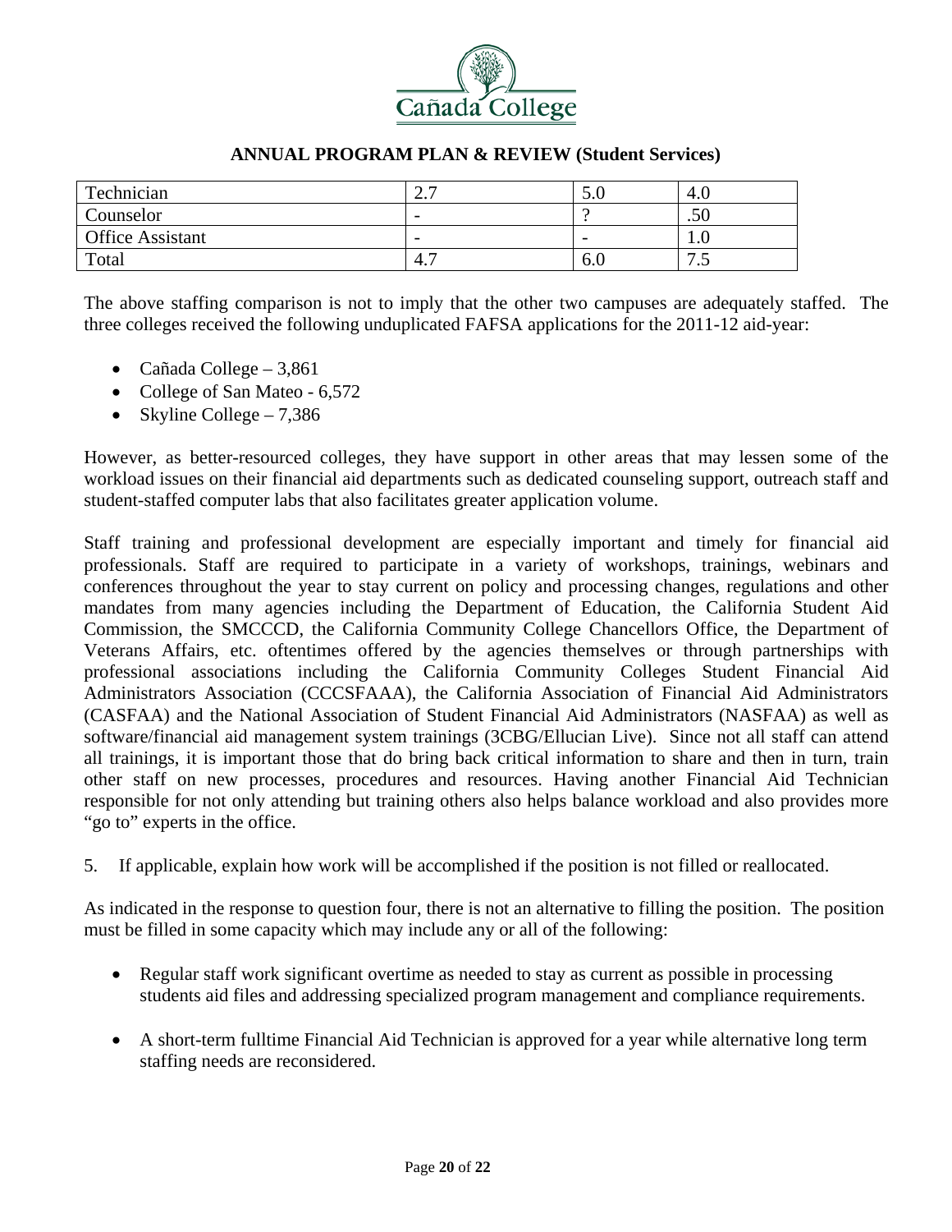**ANNUAL PROGRAM PLAN & REVIEW (Student Services)**

| Technician | 2.7 | 5.0 | 4.0 |
|---|---|---|---|
| Counselor | - | ? | .50 |
| Office Assistant | - | - | 1.0 |
| Total | 4.7 | 6.0 | 7.5 |

The above staffing comparison is not to imply that the other two campuses are adequately staffed. The three colleges received the following unduplicated FAFSA applications for the 2011-12 aid-year:

- Cañada College – 3,861
- College of San Mateo - 6,572
- Skyline College – 7,386

However, as better-resourced colleges, they have support in other areas that may lessen some of the workload issues on their financial aid departments such as dedicated counseling support, outreach staff and student-staffed computer labs that also facilitates greater application volume.

Staff training and professional development are especially important and timely for financial aid professionals. Staff are required to participate in a variety of workshops, trainings, webinars and conferences throughout the year to stay current on policy and processing changes, regulations and other mandates from many agencies including the Department of Education, the California Student Aid Commission, the SMCCCD, the California Community College Chancellors Office, the Department of Veterans Affairs, etc. oftentimes offered by the agencies themselves or through partnerships with professional associations including the California Community Colleges Student Financial Aid Administrators Association (CCCSFAAA), the California Association of Financial Aid Administrators (CASFAA) and the National Association of Student Financial Aid Administrators (NASFAA) as well as software/financial aid management system trainings (3CBG/Ellucian Live). Since not all staff can attend all trainings, it is important those that do bring back critical information to share and then in turn, train other staff on new processes, procedures and resources. Having another Financial Aid Technician responsible for not only attending but training others also helps balance workload and also provides more "go to" experts in the office.

5. If applicable, explain how work will be accomplished if the position is not filled or reallocated.

As indicated in the response to question four, there is not an alternative to filling the position. The position must be filled in some capacity which may include any or all of the following:

- Regular staff work significant overtime as needed to stay as current as possible in processing students aid files and addressing specialized program management and compliance requirements.

- A short-term fulltime Financial Aid Technician is approved for a year while alternative long term staffing needs are reconsidered.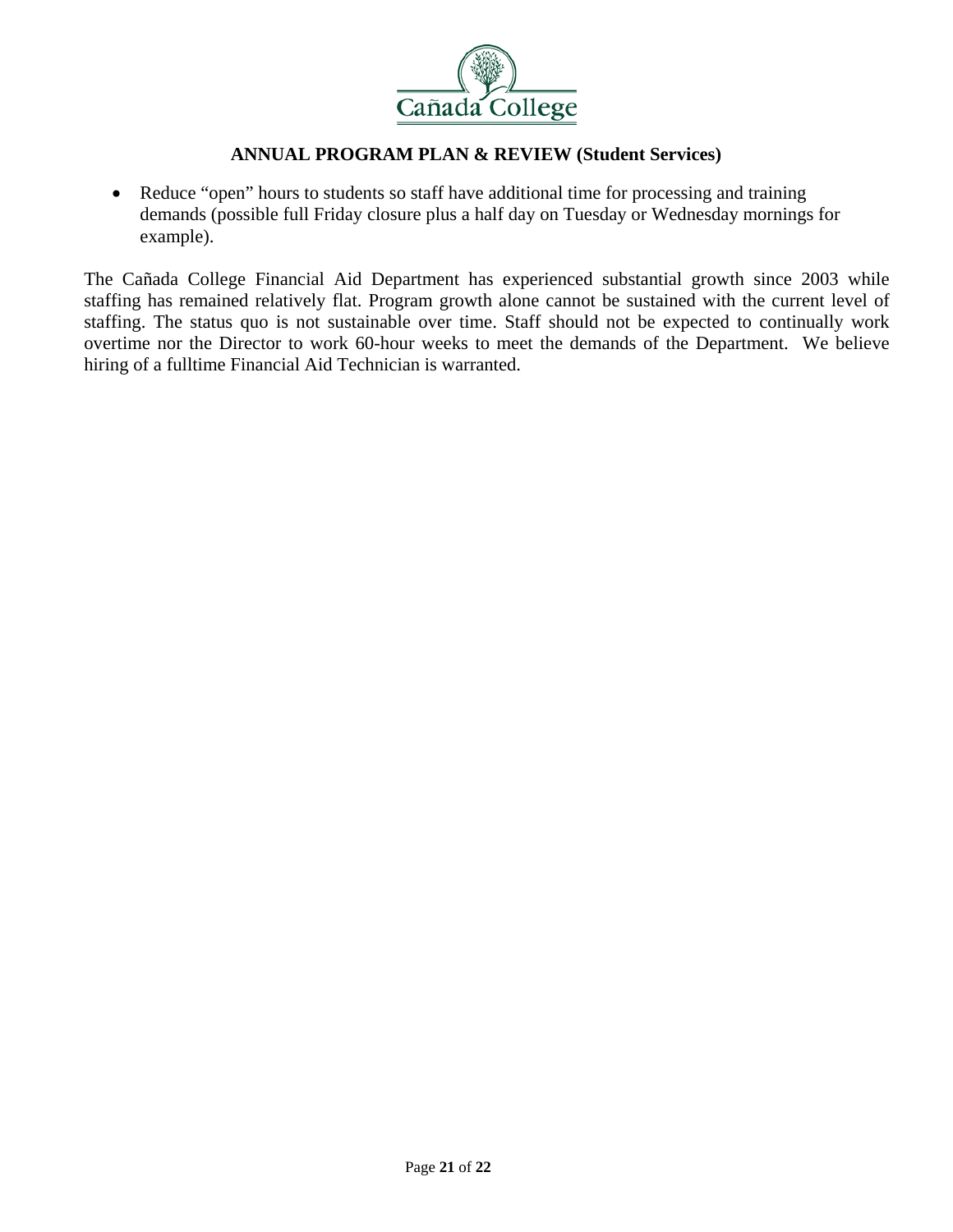- Reduce "open" hours to students so staff have additional time for processing and training demands (possible full Friday closure plus a half day on Tuesday or Wednesday mornings for example).

The Cañada College Financial Aid Department has experienced substantial growth since 2003 while staffing has remained relatively flat. Program growth alone cannot be sustained with the current level of staffing. The status quo is not sustainable over time. Staff should not be expected to continually work overtime nor the Director to work 60-hour weeks to meet the demands of the Department. We believe hiring of a fulltime Financial Aid Technician is warranted.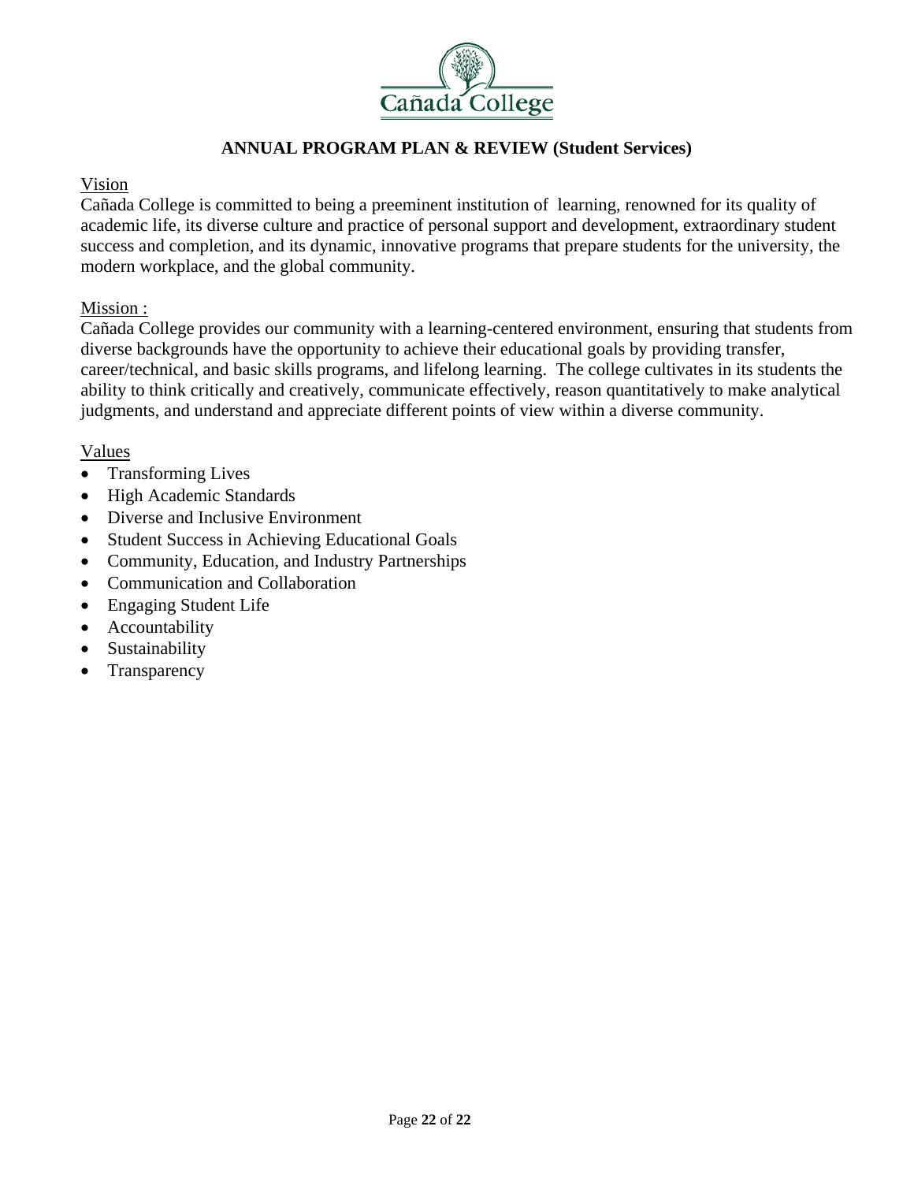# ANNUAL PROGRAM PLAN & REVIEW (Student Services)

Vision

Cañada College is committed to being a preeminent institution of learning, renowned for its quality of academic life, its diverse culture and practice of personal support and development, extraordinary student success and completion, and its dynamic, innovative programs that prepare students for the university, the modern workplace, and the global community.

Mission :

Cañada College provides our community with a learning-centered environment, ensuring that students from diverse backgrounds have the opportunity to achieve their educational goals by providing transfer, career/technical, and basic skills programs, and lifelong learning. The college cultivates in its students the ability to think critically and creatively, communicate effectively, reason quantitatively to make analytical judgments, and understand and appreciate different points of view within a diverse community.

Values

- Transforming Lives
- High Academic Standards
- Diverse and Inclusive Environment
- Student Success in Achieving Educational Goals
- Community, Education, and Industry Partnerships
- Communication and Collaboration
- Engaging Student Life
- Accountability
- Sustainability
- Transparency